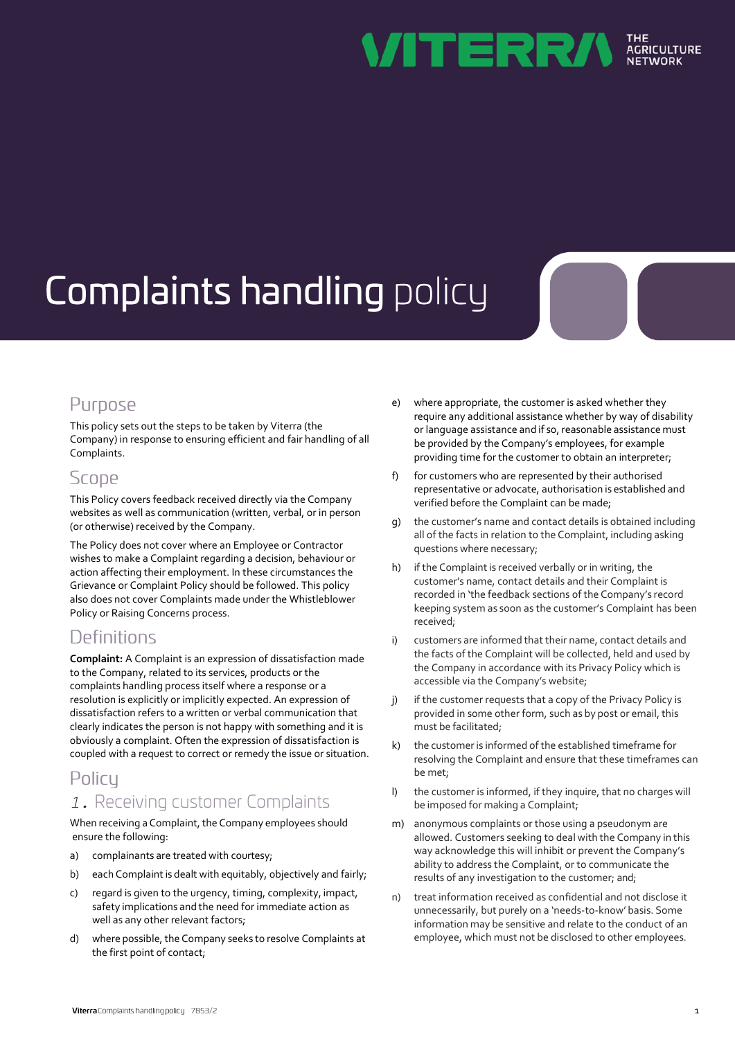# Complaints handling policy

## Purpose

This policy sets out the steps to be taken by Viterra (the Company) in response to ensuring efficient and fair handling of all Complaints.

## Scope

This Policy covers feedback received directly via the Company websites as well as communication (written, verbal, or in person (or otherwise) received by the Company.

The Policy does not cover where an Employee or Contractor wishes to make a Complaint regarding a decision, behaviour or action affecting their employment. In these circumstances the Grievance or Complaint Policy should be followed. This policy also does not cover Complaints made under the Whistleblower Policy or Raising Concerns process.

## Definitions

**Complaint:** A Complaint is an expression of dissatisfaction made to the Company, related to its services, products or the complaints handling process itself where a response or a resolution is explicitly or implicitly expected. An expression of dissatisfaction refers to a written or verbal communication that clearly indicates the person is not happy with something and it is obviously a complaint. Often the expression of dissatisfaction is coupled with a request to correct or remedy the issue or situation.

## Policy

### 1. Receiving customer Complaints

When receiving a Complaint, the Company employees should ensure the following:

a) complainants are treated with courtesy;

b) each Complaint is dealt with equitably, objectively and fairly;

c) regard is given to the urgency, timing, complexity, impact, safety implications and the need for immediate action as well as any other relevant factors;

d) where possible, the Company seeks to resolve Complaints at the first point of contact;

e) where appropriate, the customer is asked whether they require any additional assistance whether by way of disability or language assistance and if so, reasonable assistance must be provided by the Company's employees, for example providing time for the customer to obtain an interpreter;

f) for customers who are represented by their authorised representative or advocate, authorisation is established and verified before the Complaint can be made;

g) the customer's name and contact details is obtained including all of the facts in relation to the Complaint, including asking questions where necessary;

h) if the Complaint is received verbally or in writing, the customer's name, contact details and their Complaint is recorded in 'the feedback sections of the Company's record keeping system as soon as the customer's Complaint has been received;

i) customers are informed that their name, contact details and the facts of the Complaint will be collected, held and used by the Company in accordance with its Privacy Policy which is accessible via the Company's website;

j) if the customer requests that a copy of the Privacy Policy is provided in some other form, such as by post or email, this must be facilitated;

k) the customer is informed of the established timeframe for resolving the Complaint and ensure that these timeframes can be met;

l) the customer is informed, if they inquire, that no charges will be imposed for making a Complaint;

m) anonymous complaints or those using a pseudonym are allowed. Customers seeking to deal with the Company in this way acknowledge this will inhibit or prevent the Company's ability to address the Complaint, or to communicate the results of any investigation to the customer; and;

n) treat information received as confidential and not disclose it unnecessarily, but purely on a 'needs-to-know' basis. Some information may be sensitive and relate to the conduct of an employee, which must not be disclosed to other employees.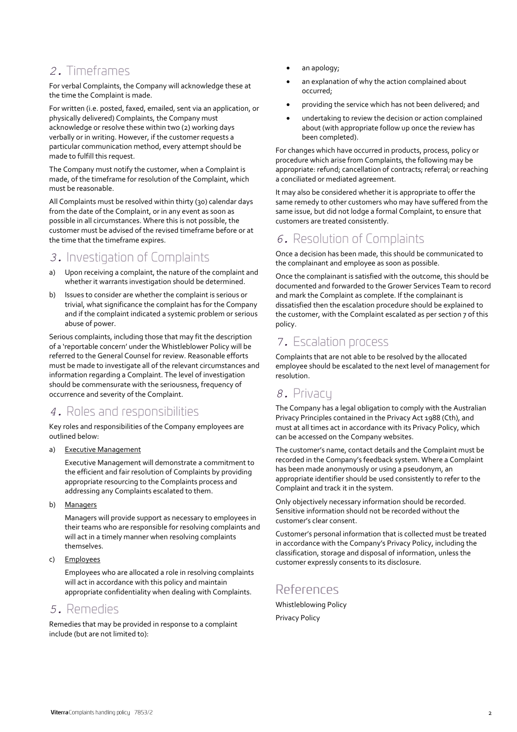## 2. Timeframes

For verbal Complaints, the Company will acknowledge these at the time the Complaint is made.

For written (i.e. posted, faxed, emailed, sent via an application, or physically delivered) Complaints, the Company must acknowledge or resolve these within two (2) working days verbally or in writing. However, if the customer requests a particular communication method, every attempt should be made to fulfill this request.

The Company must notify the customer, when a Complaint is made, of the timeframe for resolution of the Complaint, which must be reasonable.

All Complaints must be resolved within thirty (30) calendar days from the date of the Complaint, or in any event as soon as possible in all circumstances. Where this is not possible, the customer must be advised of the revised timeframe before or at the time that the timeframe expires.

## 3. Investigation of Complaints

a) Upon receiving a complaint, the nature of the complaint and whether it warrants investigation should be determined.

b) Issues to consider are whether the complaint is serious or trivial, what significance the complaint has for the Company and if the complaint indicated a systemic problem or serious abuse of power.

Serious complaints, including those that may fit the description of a 'reportable concern' under the Whistleblower Policy will be referred to the General Counsel for review. Reasonable efforts must be made to investigate all of the relevant circumstances and information regarding a Complaint. The level of investigation should be commensurate with the seriousness, frequency of occurrence and severity of the Complaint.

## 4. Roles and responsibilities

Key roles and responsibilities of the Company employees are outlined below:

a) Executive Management

Executive Management will demonstrate a commitment to the efficient and fair resolution of Complaints by providing appropriate resourcing to the Complaints process and addressing any Complaints escalated to them.

b) Managers

Managers will provide support as necessary to employees in their teams who are responsible for resolving complaints and will act in a timely manner when resolving complaints themselves.

c) Employees

Employees who are allocated a role in resolving complaints will act in accordance with this policy and maintain appropriate confidentiality when dealing with Complaints.

## 5. Remedies

Remedies that may be provided in response to a complaint include (but are not limited to):

- an apology;
- an explanation of why the action complained about occurred;
- providing the service which has not been delivered; and
- undertaking to review the decision or action complained about (with appropriate follow up once the review has been completed).

For changes which have occurred in products, process, policy or procedure which arise from Complaints, the following may be appropriate: refund; cancellation of contracts; referral; or reaching a conciliated or mediated agreement.

It may also be considered whether it is appropriate to offer the same remedy to other customers who may have suffered from the same issue, but did not lodge a formal Complaint, to ensure that customers are treated consistently.

## 6. Resolution of Complaints

Once a decision has been made, this should be communicated to the complainant and employee as soon as possible.

Once the complainant is satisfied with the outcome, this should be documented and forwarded to the Grower Services Team to record and mark the Complaint as complete. If the complainant is dissatisfied then the escalation procedure should be explained to the customer, with the Complaint escalated as per section 7 of this policy.

## 7. Escalation process

Complaints that are not able to be resolved by the allocated employee should be escalated to the next level of management for resolution.

## 8. Privacy

The Company has a legal obligation to comply with the Australian Privacy Principles contained in the Privacy Act 1988 (Cth), and must at all times act in accordance with its Privacy Policy, which can be accessed on the Company websites.

The customer's name, contact details and the Complaint must be recorded in the Company's feedback system. Where a Complaint has been made anonymously or using a pseudonym, an appropriate identifier should be used consistently to refer to the Complaint and track it in the system.

Only objectively necessary information should be recorded. Sensitive information should not be recorded without the customer's clear consent.

Customer's personal information that is collected must be treated in accordance with the Company's Privacy Policy, including the classification, storage and disposal of information, unless the customer expressly consents to its disclosure.

## References

Whistleblowing Policy

Privacy Policy